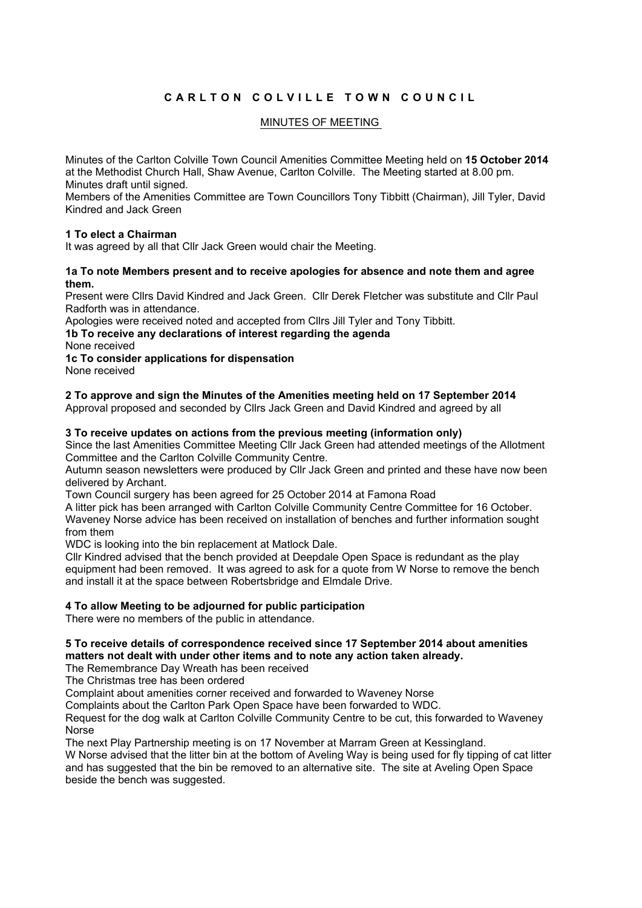# C A R L T O N   C O L V I L L E   T O W N   C O U N C I L

## MINUTES OF MEETING

Minutes of the Carlton Colville Town Council Amenities Committee Meeting held on **15 October 2014** at the Methodist Church Hall, Shaw Avenue, Carlton Colville. The Meeting started at 8.00 pm. Minutes draft until signed.

Members of the Amenities Committee are Town Councillors Tony Tibbitt (Chairman), Jill Tyler, David Kindred and Jack Green

**1 To elect a Chairman**

It was agreed by all that Cllr Jack Green would chair the Meeting.

**1a To note Members present and to receive apologies for absence and note them and agree them.**

Present were Cllrs David Kindred and Jack Green. Cllr Derek Fletcher was substitute and Cllr Paul Radforth was in attendance.

Apologies were received noted and accepted from Cllrs Jill Tyler and Tony Tibbitt.

**1b To receive any declarations of interest regarding the agenda**

None received

**1c To consider applications for dispensation**

None received

**2 To approve and sign the Minutes of the Amenities meeting held on 17 September 2014**

Approval proposed and seconded by Cllrs Jack Green and David Kindred and agreed by all

**3 To receive updates on actions from the previous meeting (information only)**

Since the last Amenities Committee Meeting Cllr Jack Green had attended meetings of the Allotment Committee and the Carlton Colville Community Centre.

Autumn season newsletters were produced by Cllr Jack Green and printed and these have now been delivered by Archant.

Town Council surgery has been agreed for 25 October 2014 at Famona Road

A litter pick has been arranged with Carlton Colville Community Centre Committee for 16 October.

Waveney Norse advice has been received on installation of benches and further information sought from them

WDC is looking into the bin replacement at Matlock Dale.

Cllr Kindred advised that the bench provided at Deepdale Open Space is redundant as the play equipment had been removed. It was agreed to ask for a quote from W Norse to remove the bench and install it at the space between Robertsbridge and Elmdale Drive.

**4 To allow Meeting to be adjourned for public participation**

There were no members of the public in attendance.

**5 To receive details of correspondence received since 17 September 2014 about amenities matters not dealt with under other items and to note any action taken already.**

The Remembrance Day Wreath has been received

The Christmas tree has been ordered

Complaint about amenities corner received and forwarded to Waveney Norse

Complaints about the Carlton Park Open Space have been forwarded to WDC.

Request for the dog walk at Carlton Colville Community Centre to be cut, this forwarded to Waveney Norse

The next Play Partnership meeting is on 17 November at Marram Green at Kessingland.

W Norse advised that the litter bin at the bottom of Aveling Way is being used for fly tipping of cat litter and has suggested that the bin be removed to an alternative site. The site at Aveling Open Space beside the bench was suggested.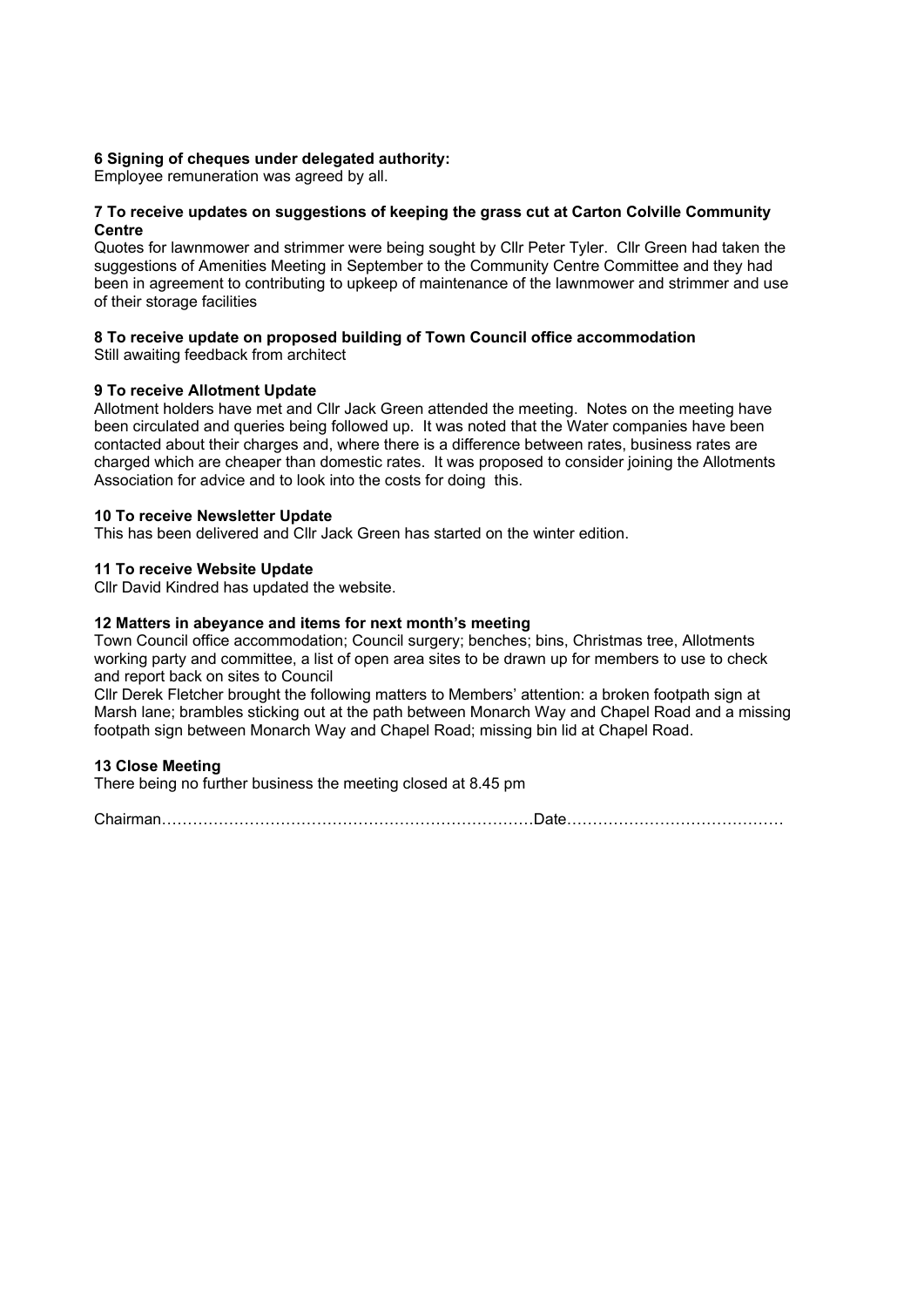**6 Signing of cheques under delegated authority:**
Employee remuneration was agreed by all.

**7 To receive updates on suggestions of keeping the grass cut at Carton Colville Community Centre**
Quotes for lawnmower and strimmer were being sought by Cllr Peter Tyler. Cllr Green had taken the suggestions of Amenities Meeting in September to the Community Centre Committee and they had been in agreement to contributing to upkeep of maintenance of the lawnmower and strimmer and use of their storage facilities

**8 To receive update on proposed building of Town Council office accommodation**
Still awaiting feedback from architect

**9 To receive Allotment Update**
Allotment holders have met and Cllr Jack Green attended the meeting. Notes on the meeting have been circulated and queries being followed up. It was noted that the Water companies have been contacted about their charges and, where there is a difference between rates, business rates are charged which are cheaper than domestic rates. It was proposed to consider joining the Allotments Association for advice and to look into the costs for doing this.

**10 To receive Newsletter Update**
This has been delivered and Cllr Jack Green has started on the winter edition.

**11 To receive Website Update**
Cllr David Kindred has updated the website.

**12 Matters in abeyance and items for next month's meeting**
Town Council office accommodation; Council surgery; benches; bins, Christmas tree, Allotments working party and committee, a list of open area sites to be drawn up for members to use to check and report back on sites to Council
Cllr Derek Fletcher brought the following matters to Members' attention: a broken footpath sign at Marsh lane; brambles sticking out at the path between Monarch Way and Chapel Road and a missing footpath sign between Monarch Way and Chapel Road; missing bin lid at Chapel Road.

**13 Close Meeting**
There being no further business the meeting closed at 8.45 pm

Chairman……………………………………………………………Date……………………………………